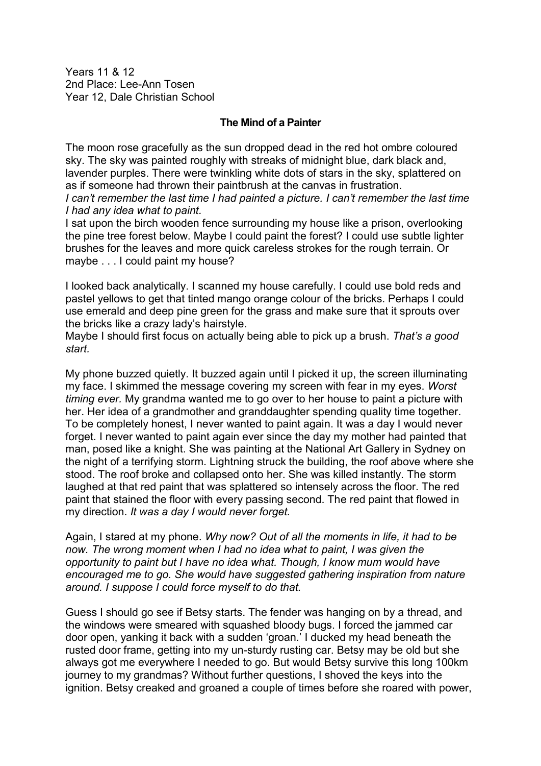Years 11 & 12
2nd Place: Lee-Ann Tosen
Year 12, Dale Christian School

**The Mind of a Painter**

The moon rose gracefully as the sun dropped dead in the red hot ombre coloured sky. The sky was painted roughly with streaks of midnight blue, dark black and, lavender purples. There were twinkling white dots of stars in the sky, splattered on as if someone had thrown their paintbrush at the canvas in frustration.
*I can't remember the last time I had painted a picture. I can't remember the last time I had any idea what to paint.*
I sat upon the birch wooden fence surrounding my house like a prison, overlooking the pine tree forest below. Maybe I could paint the forest? I could use subtle lighter brushes for the leaves and more quick careless strokes for the rough terrain. Or maybe . . . I could paint my house?

I looked back analytically. I scanned my house carefully. I could use bold reds and pastel yellows to get that tinted mango orange colour of the bricks. Perhaps I could use emerald and deep pine green for the grass and make sure that it sprouts over the bricks like a crazy lady's hairstyle.
Maybe I should first focus on actually being able to pick up a brush. *That's a good start.*

My phone buzzed quietly. It buzzed again until I picked it up, the screen illuminating my face. I skimmed the message covering my screen with fear in my eyes. *Worst timing ever.* My grandma wanted me to go over to her house to paint a picture with her. Her idea of a grandmother and granddaughter spending quality time together. To be completely honest, I never wanted to paint again. It was a day I would never forget. I never wanted to paint again ever since the day my mother had painted that man, posed like a knight. She was painting at the National Art Gallery in Sydney on the night of a terrifying storm. Lightning struck the building, the roof above where she stood. The roof broke and collapsed onto her. She was killed instantly. The storm laughed at that red paint that was splattered so intensely across the floor. The red paint that stained the floor with every passing second. The red paint that flowed in my direction. *It was a day I would never forget.*

Again, I stared at my phone. *Why now? Out of all the moments in life, it had to be now. The wrong moment when I had no idea what to paint, I was given the opportunity to paint but I have no idea what. Though, I know mum would have encouraged me to go. She would have suggested gathering inspiration from nature around. I suppose I could force myself to do that.*

Guess I should go see if Betsy starts. The fender was hanging on by a thread, and the windows were smeared with squashed bloody bugs. I forced the jammed car door open, yanking it back with a sudden 'groan.' I ducked my head beneath the rusted door frame, getting into my un-sturdy rusting car. Betsy may be old but she always got me everywhere I needed to go. But would Betsy survive this long 100km journey to my grandmas? Without further questions, I shoved the keys into the ignition. Betsy creaked and groaned a couple of times before she roared with power,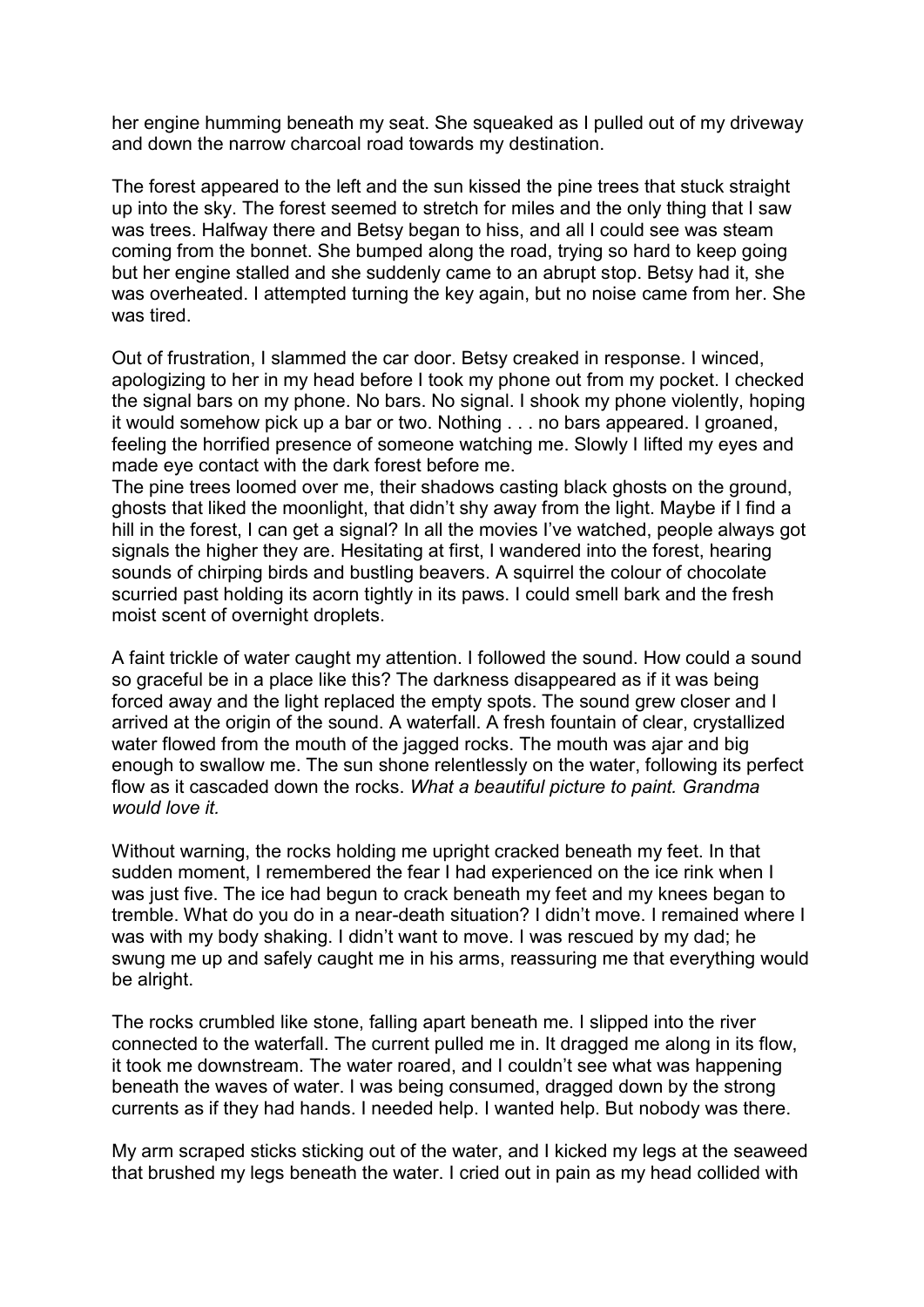her engine humming beneath my seat. She squeaked as I pulled out of my driveway and down the narrow charcoal road towards my destination.

The forest appeared to the left and the sun kissed the pine trees that stuck straight up into the sky. The forest seemed to stretch for miles and the only thing that I saw was trees. Halfway there and Betsy began to hiss, and all I could see was steam coming from the bonnet. She bumped along the road, trying so hard to keep going but her engine stalled and she suddenly came to an abrupt stop. Betsy had it, she was overheated. I attempted turning the key again, but no noise came from her. She was tired.

Out of frustration, I slammed the car door. Betsy creaked in response. I winced, apologizing to her in my head before I took my phone out from my pocket. I checked the signal bars on my phone. No bars. No signal. I shook my phone violently, hoping it would somehow pick up a bar or two. Nothing . . . no bars appeared. I groaned, feeling the horrified presence of someone watching me. Slowly I lifted my eyes and made eye contact with the dark forest before me.
The pine trees loomed over me, their shadows casting black ghosts on the ground, ghosts that liked the moonlight, that didn't shy away from the light. Maybe if I find a hill in the forest, I can get a signal? In all the movies I've watched, people always got signals the higher they are. Hesitating at first, I wandered into the forest, hearing sounds of chirping birds and bustling beavers. A squirrel the colour of chocolate scurried past holding its acorn tightly in its paws. I could smell bark and the fresh moist scent of overnight droplets.

A faint trickle of water caught my attention. I followed the sound. How could a sound so graceful be in a place like this? The darkness disappeared as if it was being forced away and the light replaced the empty spots. The sound grew closer and I arrived at the origin of the sound. A waterfall. A fresh fountain of clear, crystallized water flowed from the mouth of the jagged rocks. The mouth was ajar and big enough to swallow me. The sun shone relentlessly on the water, following its perfect flow as it cascaded down the rocks. *What a beautiful picture to paint. Grandma would love it.*

Without warning, the rocks holding me upright cracked beneath my feet. In that sudden moment, I remembered the fear I had experienced on the ice rink when I was just five. The ice had begun to crack beneath my feet and my knees began to tremble. What do you do in a near-death situation? I didn't move. I remained where I was with my body shaking. I didn't want to move. I was rescued by my dad; he swung me up and safely caught me in his arms, reassuring me that everything would be alright.

The rocks crumbled like stone, falling apart beneath me. I slipped into the river connected to the waterfall. The current pulled me in. It dragged me along in its flow, it took me downstream. The water roared, and I couldn't see what was happening beneath the waves of water. I was being consumed, dragged down by the strong currents as if they had hands. I needed help. I wanted help. But nobody was there.

My arm scraped sticks sticking out of the water, and I kicked my legs at the seaweed that brushed my legs beneath the water. I cried out in pain as my head collided with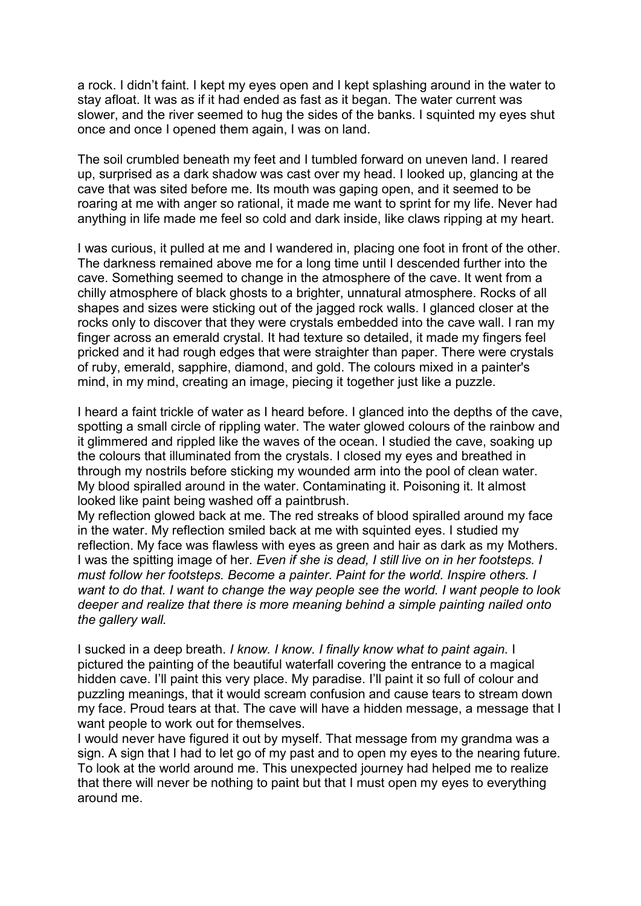a rock. I didn't faint. I kept my eyes open and I kept splashing around in the water to stay afloat. It was as if it had ended as fast as it began. The water current was slower, and the river seemed to hug the sides of the banks. I squinted my eyes shut once and once I opened them again, I was on land.

The soil crumbled beneath my feet and I tumbled forward on uneven land. I reared up, surprised as a dark shadow was cast over my head. I looked up, glancing at the cave that was sited before me. Its mouth was gaping open, and it seemed to be roaring at me with anger so rational, it made me want to sprint for my life. Never had anything in life made me feel so cold and dark inside, like claws ripping at my heart.

I was curious, it pulled at me and I wandered in, placing one foot in front of the other. The darkness remained above me for a long time until I descended further into the cave. Something seemed to change in the atmosphere of the cave. It went from a chilly atmosphere of black ghosts to a brighter, unnatural atmosphere. Rocks of all shapes and sizes were sticking out of the jagged rock walls. I glanced closer at the rocks only to discover that they were crystals embedded into the cave wall. I ran my finger across an emerald crystal. It had texture so detailed, it made my fingers feel pricked and it had rough edges that were straighter than paper. There were crystals of ruby, emerald, sapphire, diamond, and gold. The colours mixed in a painter's mind, in my mind, creating an image, piecing it together just like a puzzle.

I heard a faint trickle of water as I heard before. I glanced into the depths of the cave, spotting a small circle of rippling water. The water glowed colours of the rainbow and it glimmered and rippled like the waves of the ocean. I studied the cave, soaking up the colours that illuminated from the crystals. I closed my eyes and breathed in through my nostrils before sticking my wounded arm into the pool of clean water. My blood spiralled around in the water. Contaminating it. Poisoning it. It almost looked like paint being washed off a paintbrush.

My reflection glowed back at me. The red streaks of blood spiralled around my face in the water. My reflection smiled back at me with squinted eyes. I studied my reflection. My face was flawless with eyes as green and hair as dark as my Mothers. I was the spitting image of her. *Even if she is dead, I still live on in her footsteps. I must follow her footsteps. Become a painter. Paint for the world. Inspire others. I want to do that. I want to change the way people see the world. I want people to look deeper and realize that there is more meaning behind a simple painting nailed onto the gallery wall.*

I sucked in a deep breath. *I know. I know. I finally know what to paint again.* I pictured the painting of the beautiful waterfall covering the entrance to a magical hidden cave. I'll paint this very place. My paradise. I'll paint it so full of colour and puzzling meanings, that it would scream confusion and cause tears to stream down my face. Proud tears at that. The cave will have a hidden message, a message that I want people to work out for themselves.

I would never have figured it out by myself. That message from my grandma was a sign. A sign that I had to let go of my past and to open my eyes to the nearing future. To look at the world around me. This unexpected journey had helped me to realize that there will never be nothing to paint but that I must open my eyes to everything around me.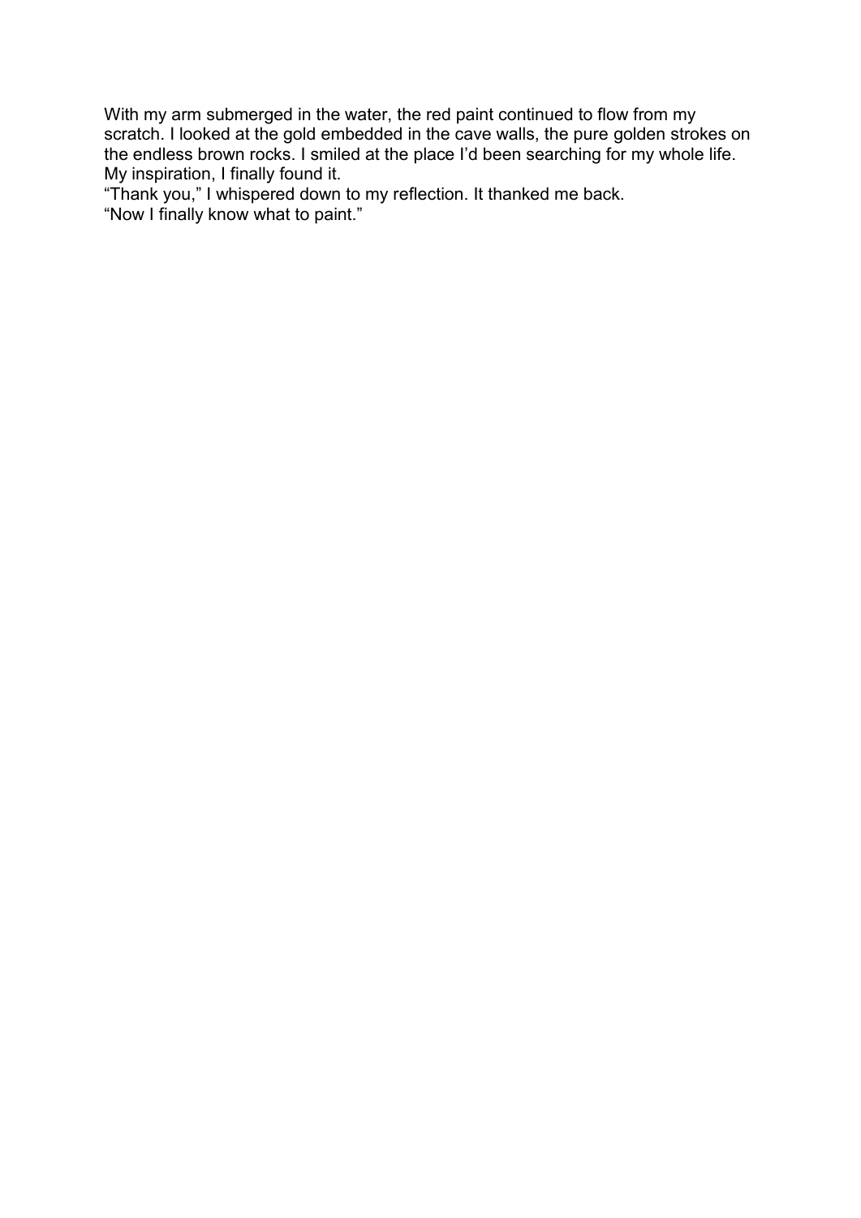With my arm submerged in the water, the red paint continued to flow from my scratch. I looked at the gold embedded in the cave walls, the pure golden strokes on the endless brown rocks. I smiled at the place I'd been searching for my whole life. My inspiration, I finally found it.

"Thank you," I whispered down to my reflection. It thanked me back.

"Now I finally know what to paint."